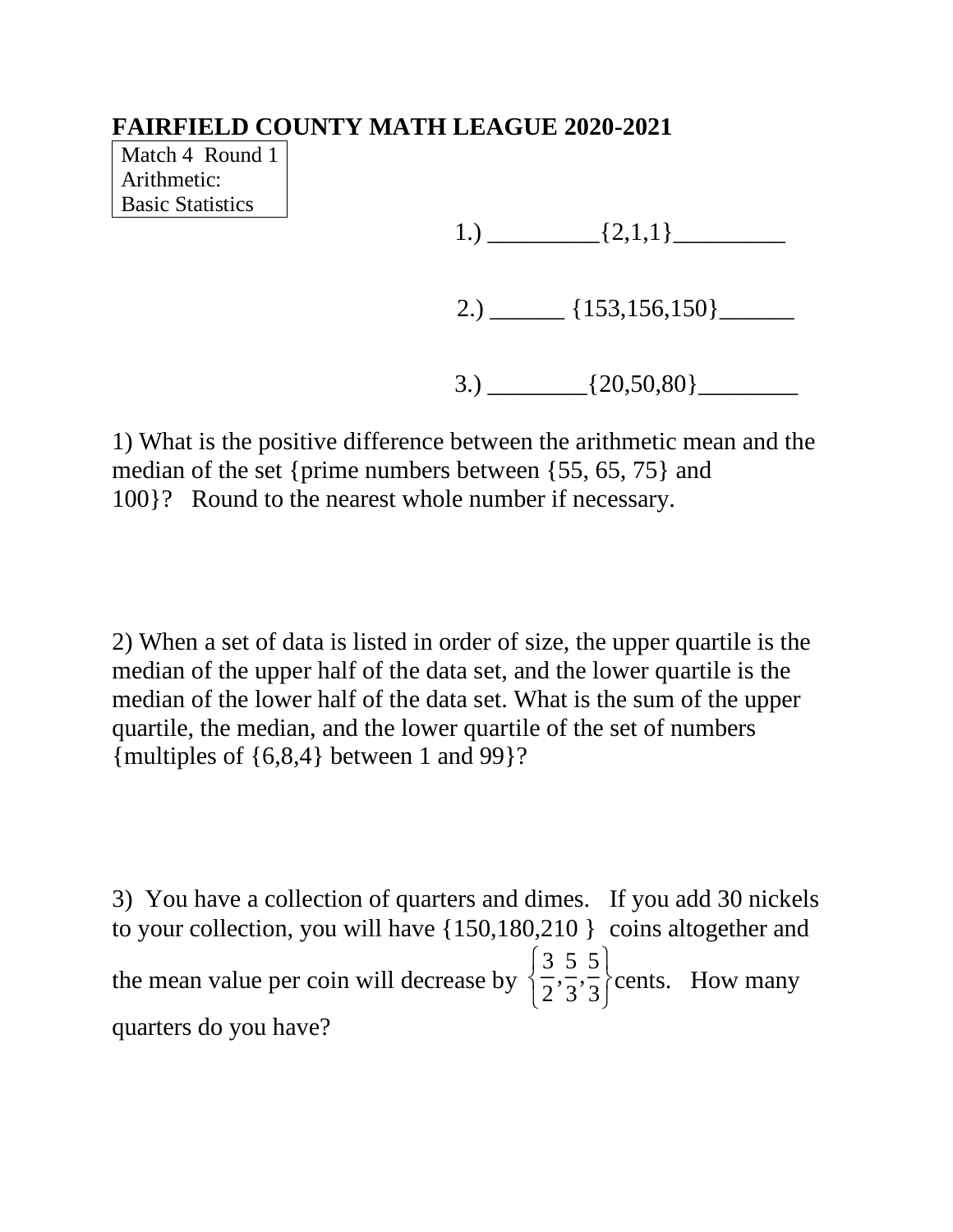# FAIRFIELD COUNTY MATH LEAGUE 2020-2021

Match 4 Round 1
Arithmetic:
Basic Statistics

1.) _________{2,1,1}_________

2.) ______ {153,156,150}______

3.) ________{20,50,80}________

1) What is the positive difference between the arithmetic mean and the median of the set {prime numbers between {55, 65, 75} and 100}? Round to the nearest whole number if necessary.

2) When a set of data is listed in order of size, the upper quartile is the median of the upper half of the data set, and the lower quartile is the median of the lower half of the data set. What is the sum of the upper quartile, the median, and the lower quartile of the set of numbers {multiples of {6,8,4} between 1 and 99}?

3) You have a collection of quarters and dimes. If you add 30 nickels to your collection, you will have {150,180,210 } coins altogether and the mean value per coin will decrease by $\left\{\frac{3}{2},\frac{5}{3},\frac{5}{3}\right\}$ cents. How many quarters do you have?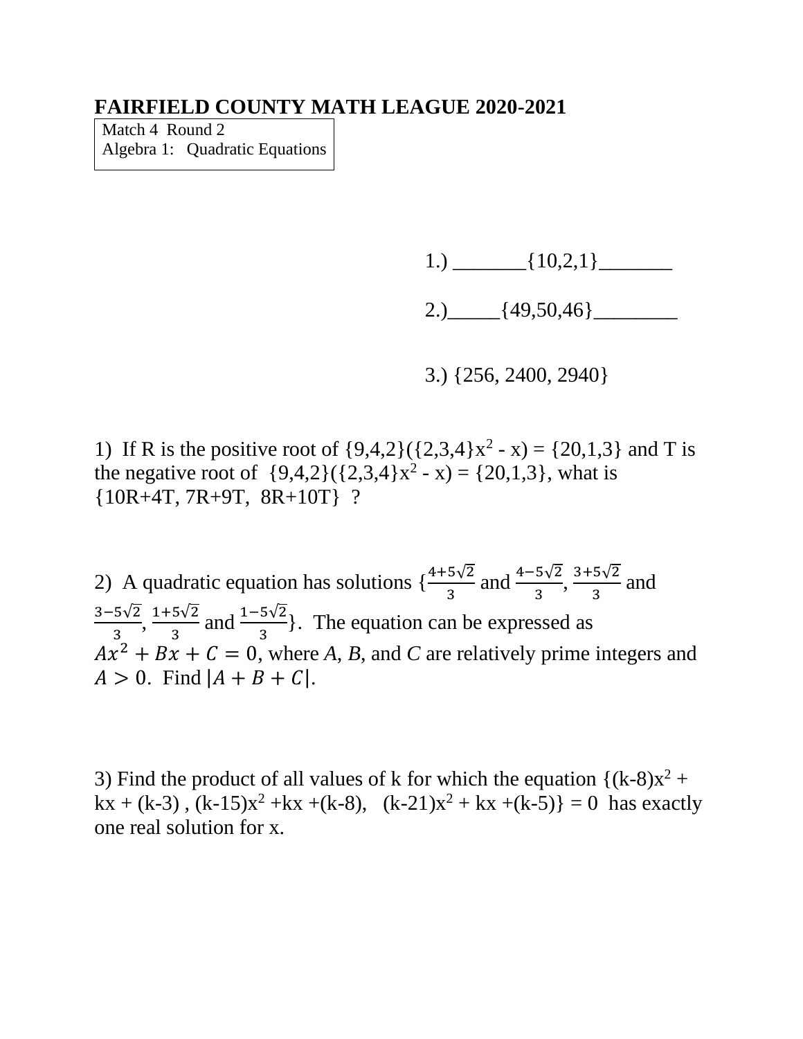# FAIRFIELD COUNTY MATH LEAGUE 2020-2021

Match 4 Round 2
Algebra 1: Quadratic Equations

1.) _______{10,2,1}_______

2.)_____{49,50,46}________

3.) {256, 2400, 2940}

1) If R is the positive root of {9,4,2}({2,3,4}$x^2$ - x) = {20,1,3} and T is the negative root of {9,4,2}({2,3,4}$x^2$ - x) = {20,1,3}, what is {10R+4T, 7R+9T, 8R+10T} ?

2) A quadratic equation has solutions {$\frac{4+5\sqrt{2}}{3}$ and $\frac{4-5\sqrt{2}}{3}$, $\frac{3+5\sqrt{2}}{3}$ and $\frac{3-5\sqrt{2}}{3}$, $\frac{1+5\sqrt{2}}{3}$ and $\frac{1-5\sqrt{2}}{3}$}. The equation can be expressed as $Ax^2 + Bx + C = 0$, where *A*, *B*, and *C* are relatively prime integers and $A > 0$. Find $|A + B + C|$.

3) Find the product of all values of k for which the equation {(k-8)$x^2$ + kx + (k-3) , (k-15)$x^2$ +kx +(k-8), (k-21)$x^2$ + kx +(k-5)} = 0 has exactly one real solution for x.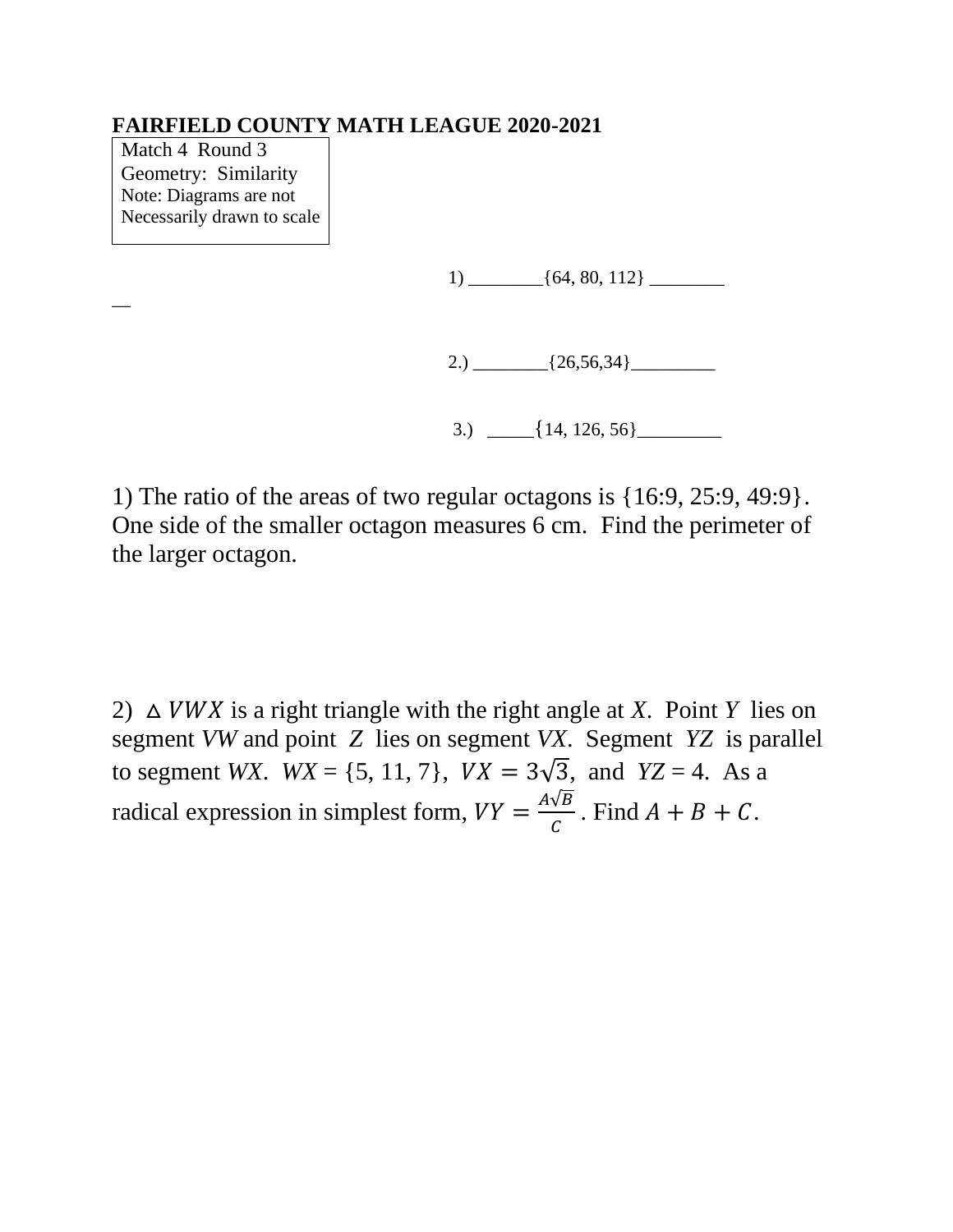**FAIRFIELD COUNTY MATH LEAGUE 2020-2021**

Match 4 Round 3
Geometry: Similarity
Note: Diagrams are not
Necessarily drawn to scale

1) ________{64, 80, 112} ________

2.) ________{26,56,34}_________

3.) _____{14, 126, 56}_________

1) The ratio of the areas of two regular octagons is {16:9, 25:9, 49:9}. One side of the smaller octagon measures 6 cm. Find the perimeter of the larger octagon.

2) $\triangle VWX$ is a right triangle with the right angle at $X$. Point $Y$ lies on segment *VW* and point $Z$ lies on segment *VX*. Segment $YZ$ is parallel to segment *WX*. *WX* = {5, 11, 7}, $VX = 3\sqrt{3}$, and $YZ$ = 4. As a radical expression in simplest form, $VY = \frac{A\sqrt{B}}{C}$. Find $A + B + C$.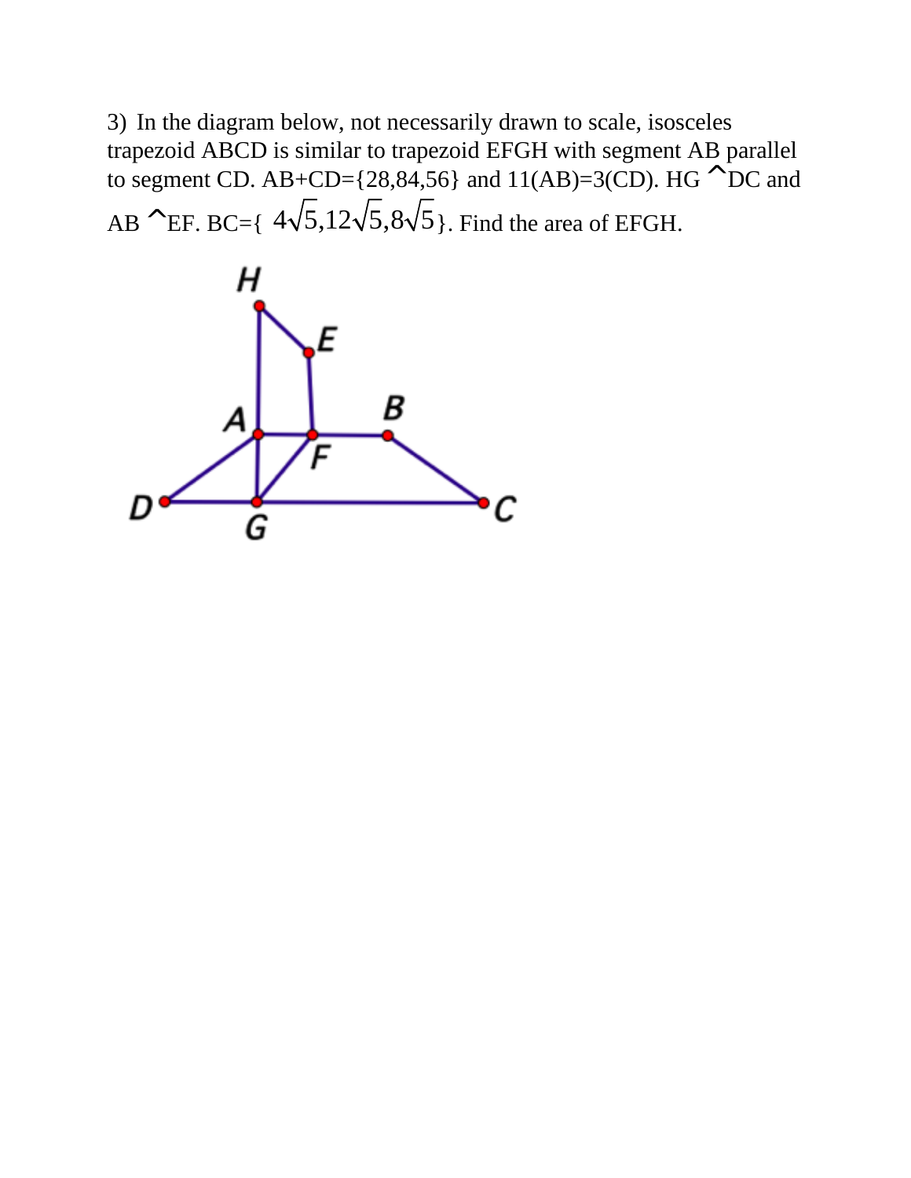3) In the diagram below, not necessarily drawn to scale, isosceles trapezoid ABCD is similar to trapezoid EFGH with segment AB parallel to segment CD. AB+CD={28,84,56} and 11(AB)=3(CD). HG ^DC and AB ^EF. BC={ $4\sqrt{5},12\sqrt{5},8\sqrt{5}$}. Find the area of EFGH.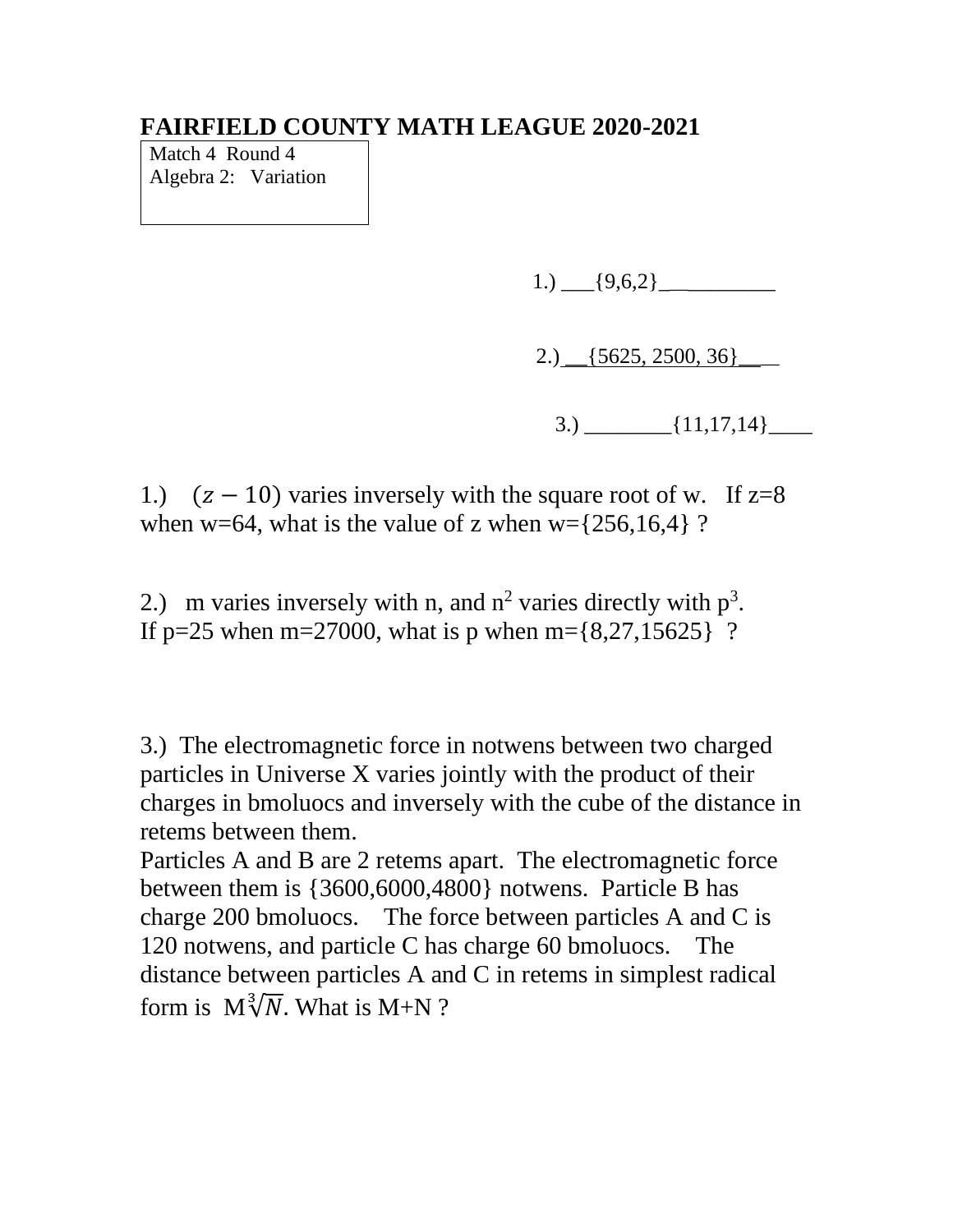# FAIRFIELD COUNTY MATH LEAGUE 2020-2021

Match 4 Round 4
Algebra 2: Variation

1.) ___{9,6,2}___________

2.) __{5625, 2500, 36}___

3.) ________{11,17,14}____

1.) $(z-10)$ varies inversely with the square root of w. If z=8 when w=64, what is the value of z when w={256,16,4} ?

2.) m varies inversely with n, and $n^2$ varies directly with $p^3$. If p=25 when m=27000, what is p when m={8,27,15625} ?

3.) The electromagnetic force in notwens between two charged particles in Universe X varies jointly with the product of their charges in bmoluocs and inversely with the cube of the distance in retems between them.
Particles A and B are 2 retems apart. The electromagnetic force between them is {3600,6000,4800} notwens. Particle B has charge 200 bmoluocs. The force between particles A and C is 120 notwens, and particle C has charge 60 bmoluocs. The distance between particles A and C in retems in simplest radical form is $M\sqrt[3]{N}$. What is M+N ?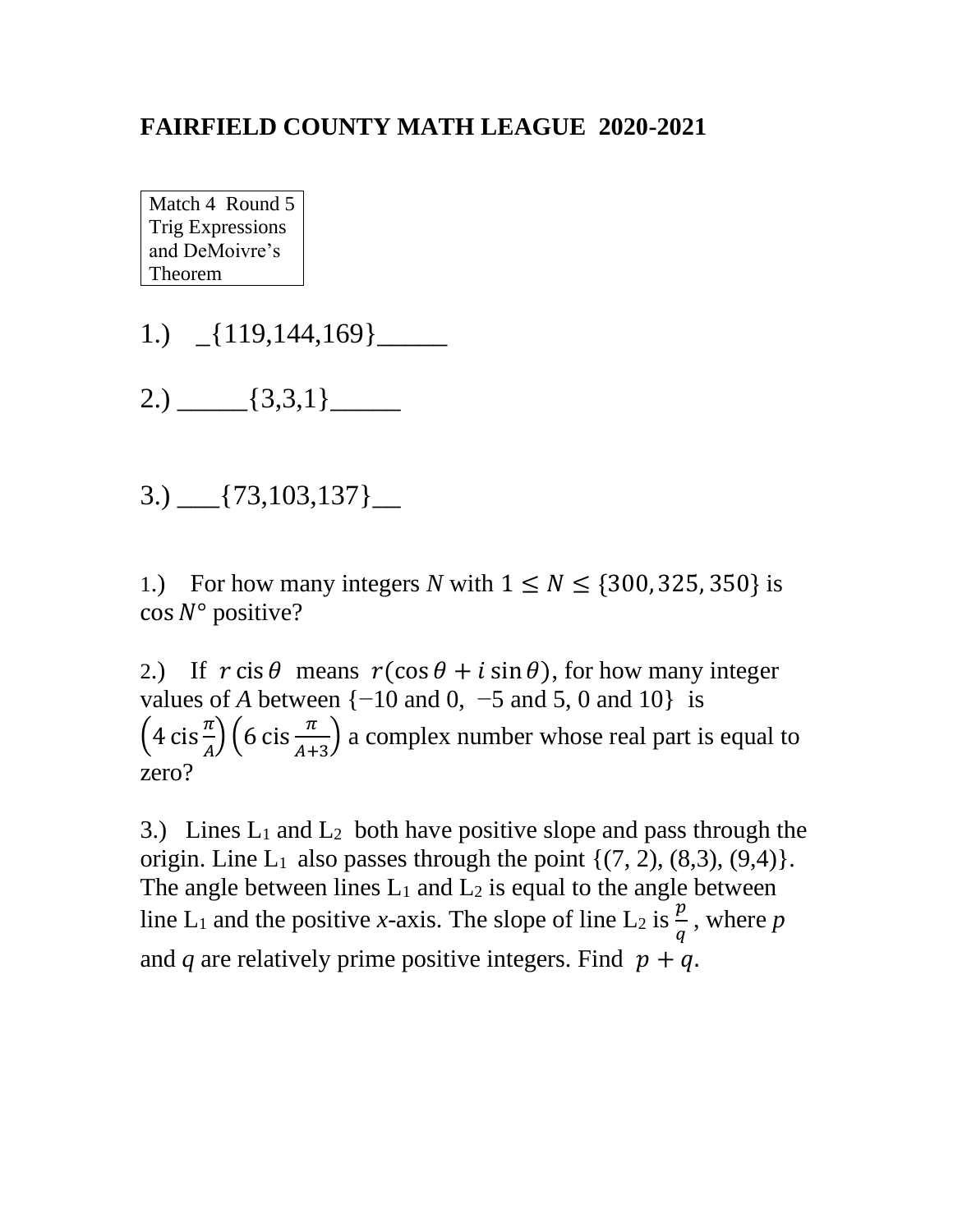# FAIRFIELD COUNTY MATH LEAGUE 2020-2021

Match 4 Round 5
Trig Expressions
and DeMoivre's
Theorem

1.) _{119,144,169}_____

2.) _____{3,3,1}_____

3.) ___{73,103,137}__

1.) For how many integers $N$ with $1 \leq N \leq \{300, 325, 350\}$ is $\cos N°$ positive?

2.) If $r \operatorname{cis} \theta$ means $r(\cos \theta + i \sin \theta)$, for how many integer values of $A$ between {−10 and 0, −5 and 5, 0 and 10} is $\left(4 \operatorname{cis} \frac{\pi}{A}\right)\left(6 \operatorname{cis} \frac{\pi}{A+3}\right)$ a complex number whose real part is equal to zero?

3.) Lines $L_1$ and $L_2$ both have positive slope and pass through the origin. Line $L_1$ also passes through the point {(7, 2), (8,3), (9,4)}. The angle between lines $L_1$ and $L_2$ is equal to the angle between line $L_1$ and the positive $x$-axis. The slope of line $L_2$ is $\frac{p}{q}$, where $p$ and $q$ are relatively prime positive integers. Find $p + q$.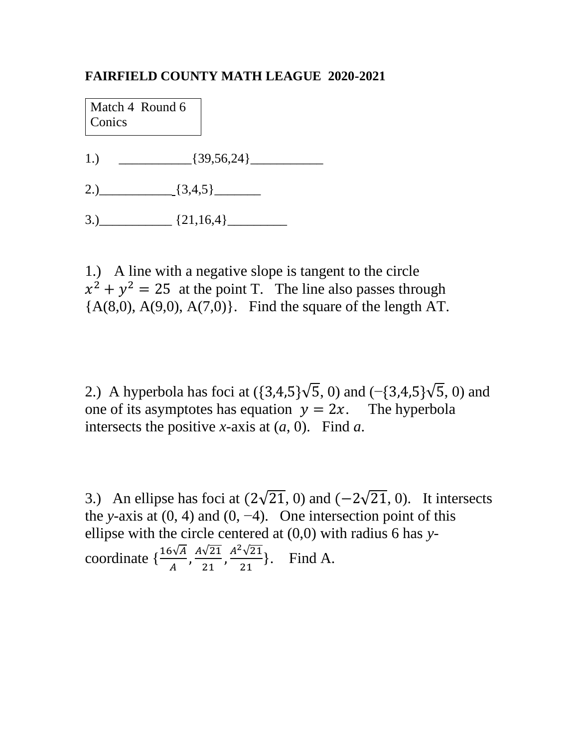**FAIRFIELD COUNTY MATH LEAGUE 2020-2021**

Match 4 Round 6
Conics

1.) ___________{39,56,24}___________

2.)___________ {3,4,5}_______

3.)___________ {21,16,4}_________

1.) A line with a negative slope is tangent to the circle $x^2 + y^2 = 25$ at the point T. The line also passes through {A(8,0), A(9,0), A(7,0)}. Find the square of the length AT.

2.) A hyperbola has foci at ($\{3,4,5\}\sqrt{5}$, 0) and ($-\{3,4,5\}\sqrt{5}$, 0) and one of its asymptotes has equation $y = 2x$. The hyperbola intersects the positive *x*-axis at ($a$, 0). Find $a$.

3.) An ellipse has foci at $(2\sqrt{21}, 0)$ and $(-2\sqrt{21}, 0)$. It intersects the *y*-axis at (0, 4) and (0, −4). One intersection point of this ellipse with the circle centered at (0,0) with radius 6 has *y*-coordinate $\{\frac{16\sqrt{A}}{A}, \frac{A\sqrt{21}}{21}, \frac{A^2\sqrt{21}}{21}\}$. Find A.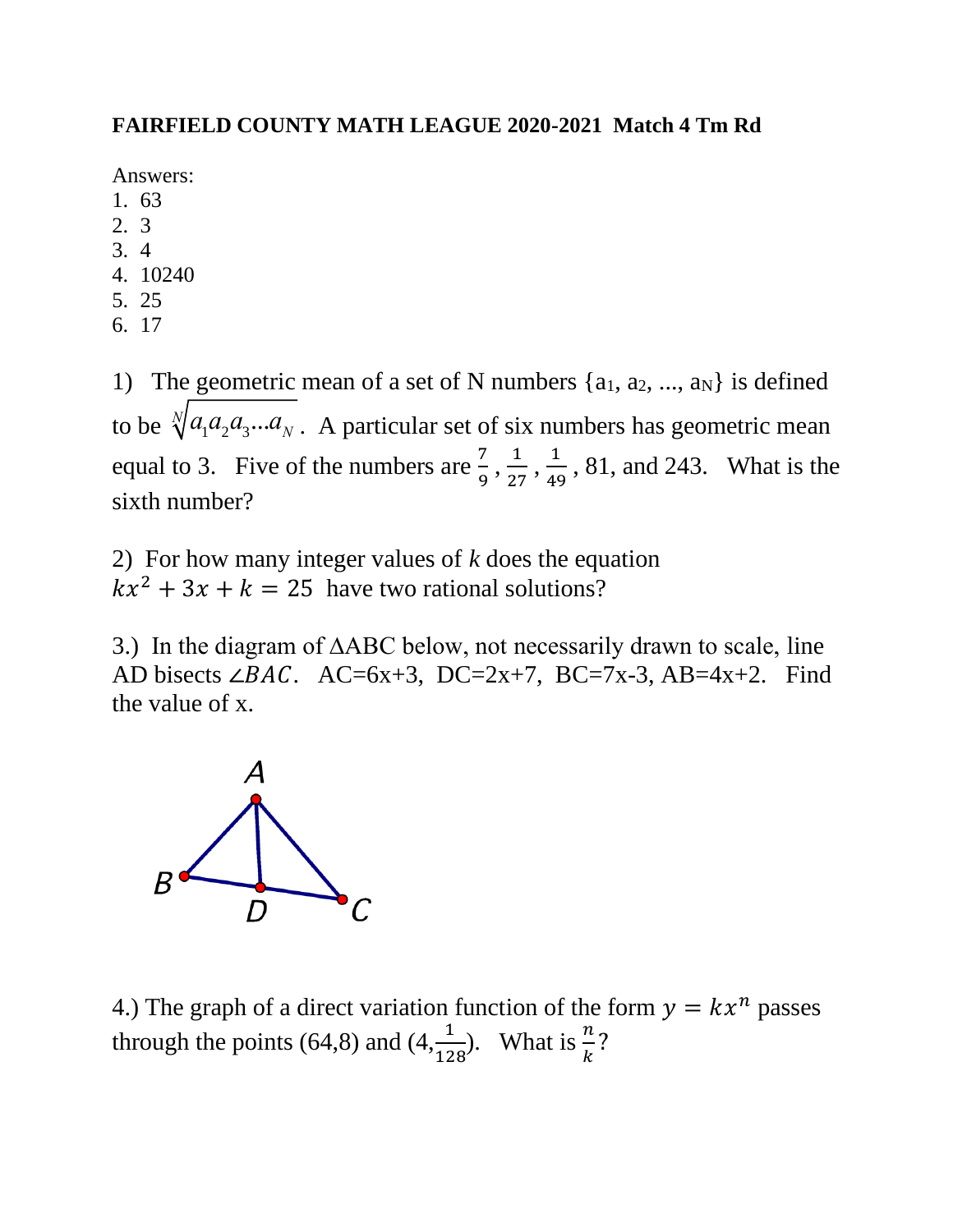**FAIRFIELD COUNTY MATH LEAGUE 2020-2021 Match 4 Tm Rd**

Answers:
1. 63
2. 3
3. 4
4. 10240
5. 25
6. 17

1) The geometric mean of a set of N numbers $\{a_1, a_2, ..., a_N\}$ is defined to be $\sqrt[N]{a_1 a_2 a_3 ... a_N}$. A particular set of six numbers has geometric mean equal to 3. Five of the numbers are $\frac{7}{9}$, $\frac{1}{27}$, $\frac{1}{49}$, 81, and 243. What is the sixth number?

2) For how many integer values of $k$ does the equation $kx^2 + 3x + k = 25$ have two rational solutions?

3.) In the diagram of ΔABC below, not necessarily drawn to scale, line AD bisects $\angle BAC$. AC=6x+3, DC=2x+7, BC=7x-3, AB=4x+2. Find the value of x.

4.) The graph of a direct variation function of the form $y = kx^n$ passes through the points (64,8) and $(4, \frac{1}{128})$. What is $\frac{n}{k}$?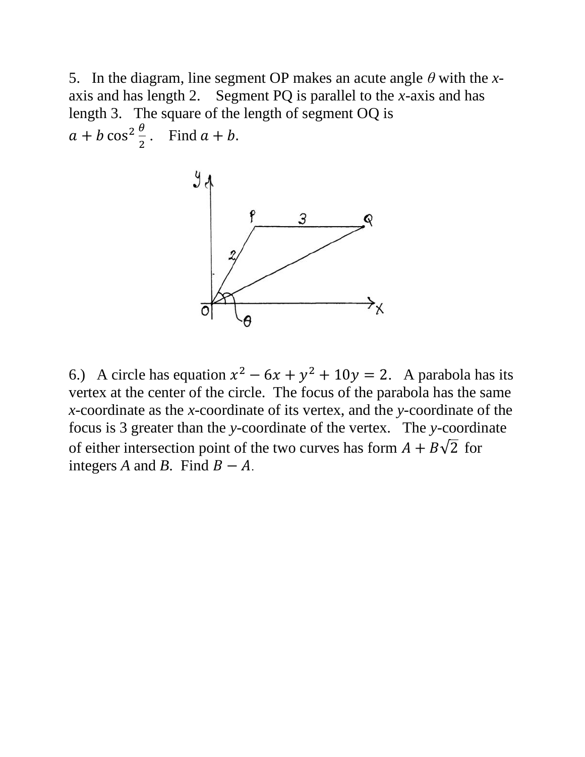5. In the diagram, line segment OP makes an acute angle $\theta$ with the $x$-axis and has length 2. Segment PQ is parallel to the $x$-axis and has length 3. The square of the length of segment OQ is $a + b\cos^2\frac{\theta}{2}$. Find $a + b$.

y

P

3

Q

2

O

x

$\theta$

6.) A circle has equation $x^2 - 6x + y^2 + 10y = 2$. A parabola has its vertex at the center of the circle. The focus of the parabola has the same $x$-coordinate as the $x$-coordinate of its vertex, and the $y$-coordinate of the focus is 3 greater than the $y$-coordinate of the vertex. The $y$-coordinate of either intersection point of the two curves has form $A + B\sqrt{2}$ for integers $A$ and $B$. Find $B - A$.